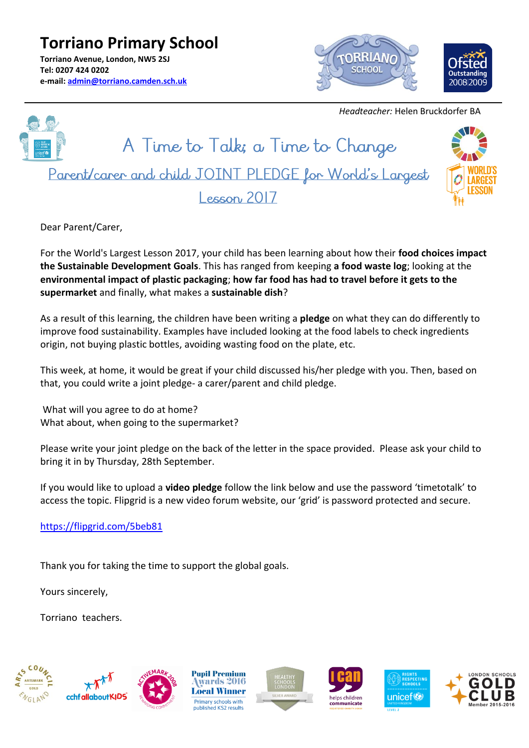# Torriano Primary School

**Torriano Avenue, London, NW5 2SJ**
**Tel: 0207 424 0202**
**e-mail: admin@torriano.camden.sch.uk**

*Headteacher:* Helen Bruckdorfer BA

## A Time to Talk; a Time to Change

### Parent/carer and child JOINT PLEDGE for World's Largest Lesson 2017

Dear Parent/Carer,

For the World's Largest Lesson 2017, your child has been learning about how their **food choices impact the Sustainable Development Goals**. This has ranged from keeping **a food waste log**; looking at the **environmental impact of plastic packaging**; **how far food has had to travel before it gets to the supermarket** and finally, what makes a **sustainable dish**?

As a result of this learning, the children have been writing a **pledge** on what they can do differently to improve food sustainability. Examples have included looking at the food labels to check ingredients origin, not buying plastic bottles, avoiding wasting food on the plate, etc.

This week, at home, it would be great if your child discussed his/her pledge with you. Then, based on that, you could write a joint pledge- a carer/parent and child pledge.

What will you agree to do at home?
What about, when going to the supermarket?

Please write your joint pledge on the back of the letter in the space provided. Please ask your child to bring it in by Thursday, 28th September.

If you would like to upload a **video pledge** follow the link below and use the password 'timetotalk' to access the topic. Flipgrid is a new video forum website, our 'grid' is password protected and secure.

https://flipgrid.com/5beb81

Thank you for taking the time to support the global goals.

Yours sincerely,

Torriano teachers.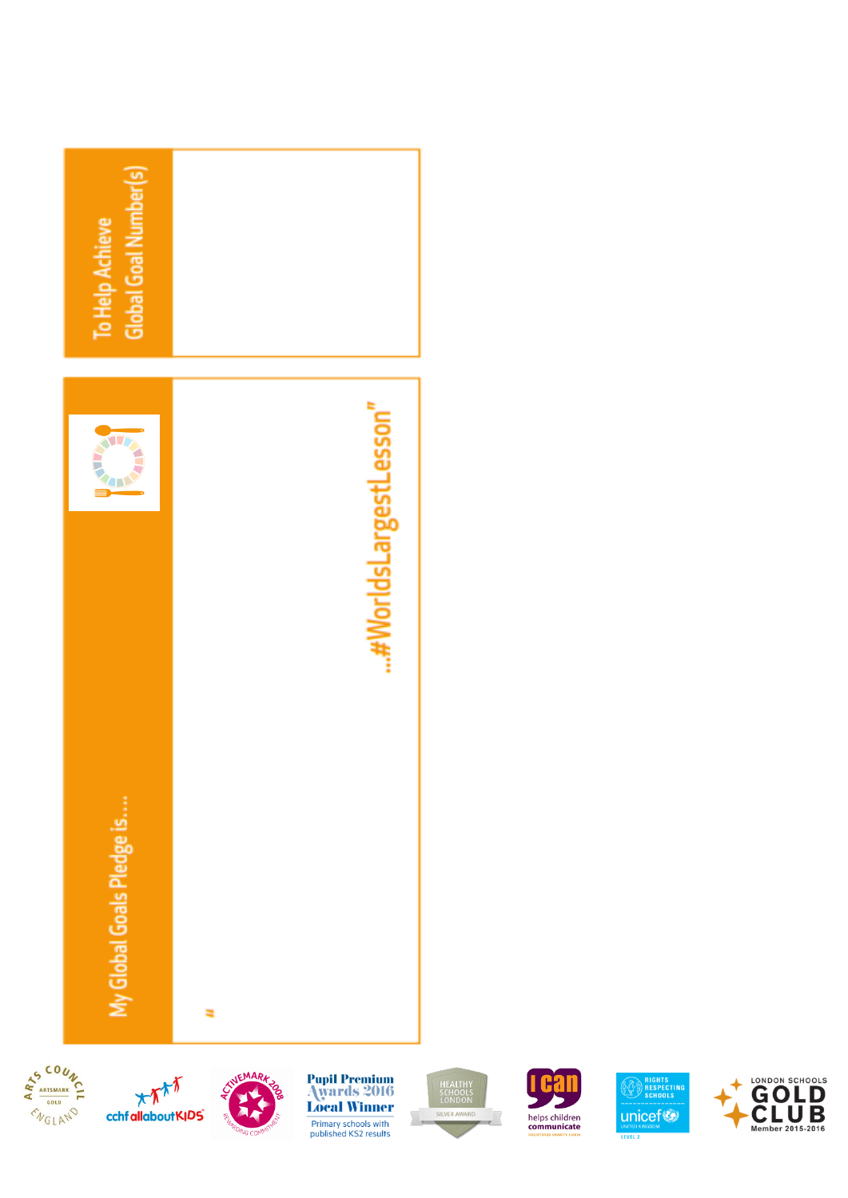## To Help Achieve Global Goal Number(s)

## My Global Goals Pledge is....

"

..."#WorldsLargestLesson"

ARTS COUNCIL ENGLAND ARTSMARK GOLD

cchf allaboutKIDS

ACTIVEMARK 2008 REWARDING COMMITMENT

Pupil Premium Awards 2016 Local Winner
Primary schools with published KS2 results

HEALTHY SCHOOLS LONDON SILVER AWARD

I can helps children communicate

RIGHTS RESPECTING SCHOOLS unicef UNITED KINGDOM LEVEL 2

LONDON SCHOOLS GOLD CLUB Member 2015-2016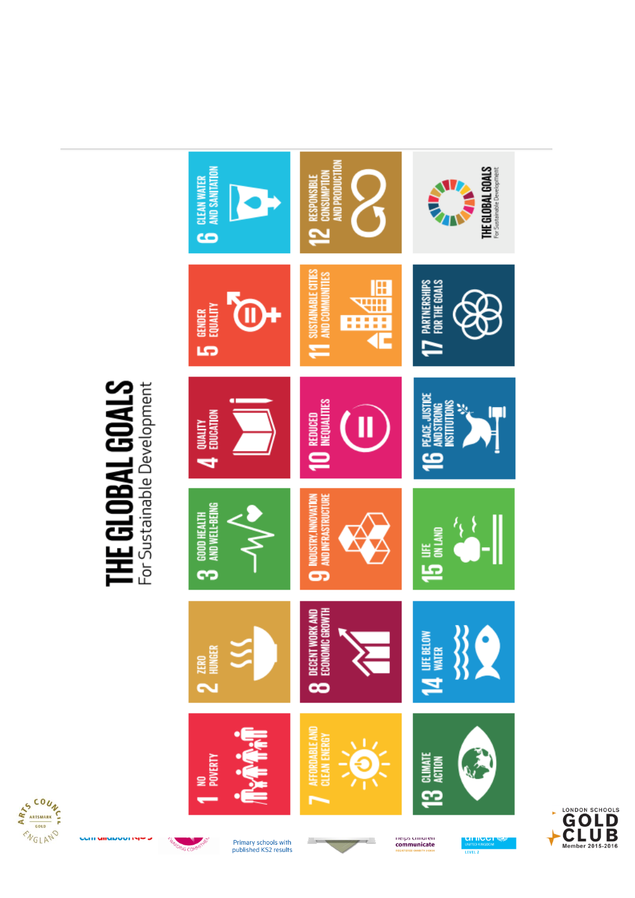# THE GLOBAL GOALS

For Sustainable Development

1 NO POVERTY

2 ZERO HUNGER

3 GOOD HEALTH AND WELL-BEING

4 QUALITY EDUCATION

5 GENDER EQUALITY

6 CLEAN WATER AND SANITATION

7 AFFORDABLE AND CLEAN ENERGY

8 DECENT WORK AND ECONOMIC GROWTH

9 INDUSTRY, INNOVATION AND INFRASTRUCTURE

10 REDUCED INEQUALITIES

11 SUSTAINABLE CITIES AND COMMUNITIES

12 RESPONSIBLE CONSUMPTION AND PRODUCTION

13 CLIMATE ACTION

14 LIFE BELOW WATER

15 LIFE ON LAND

16 PEACE, JUSTICE AND STRONG INSTITUTIONS

17 PARTNERSHIPS FOR THE GOALS

THE GLOBAL GOALS For Sustainable Development